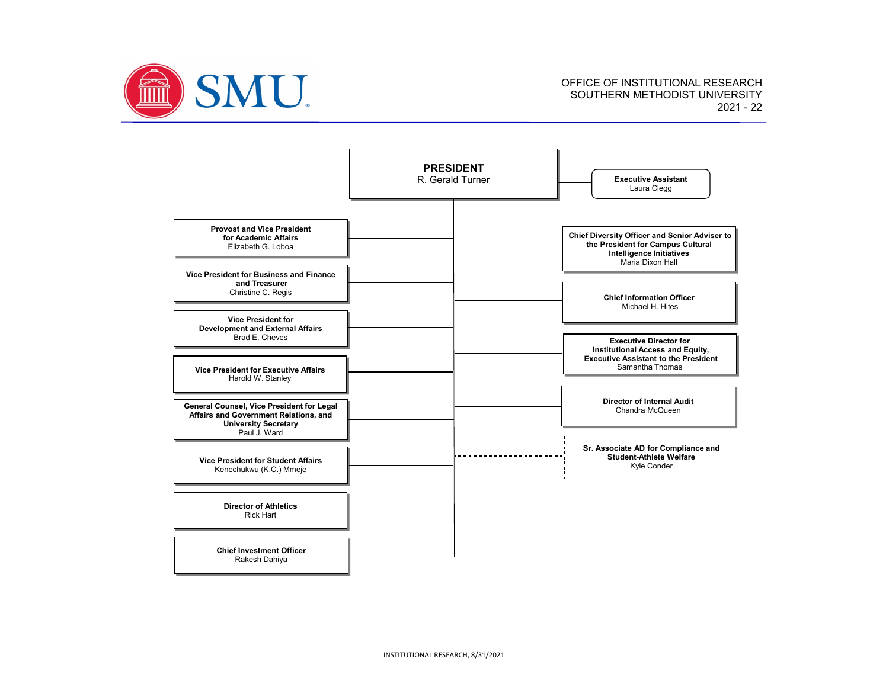OFFICE OF INSTITUTIONAL RESEARCH
SOUTHERN METHODIST UNIVERSITY
2021 - 22

# PRESIDENT
R. Gerald Turner

**Executive Assistant**
Laura Clegg

**Provost and Vice President for Academic Affairs**
Elizabeth G. Loboa

**Vice President for Business and Finance and Treasurer**
Christine C. Regis

**Vice President for Development and External Affairs**
Brad E. Cheves

**Vice President for Executive Affairs**
Harold W. Stanley

**General Counsel, Vice President for Legal Affairs and Government Relations, and University Secretary**
Paul J. Ward

**Vice President for Student Affairs**
Kenechukwu (K.C.) Mmeje

**Director of Athletics**
Rick Hart

**Chief Investment Officer**
Rakesh Dahiya

**Chief Diversity Officer and Senior Adviser to the President for Campus Cultural Intelligence Initiatives**
Maria Dixon Hall

**Chief Information Officer**
Michael H. Hites

**Executive Director for Institutional Access and Equity, Executive Assistant to the President**
Samantha Thomas

**Director of Internal Audit**
Chandra McQueen

**Sr. Associate AD for Compliance and Student-Athlete Welfare**
Kyle Conder

INSTITUTIONAL RESEARCH, 8/31/2021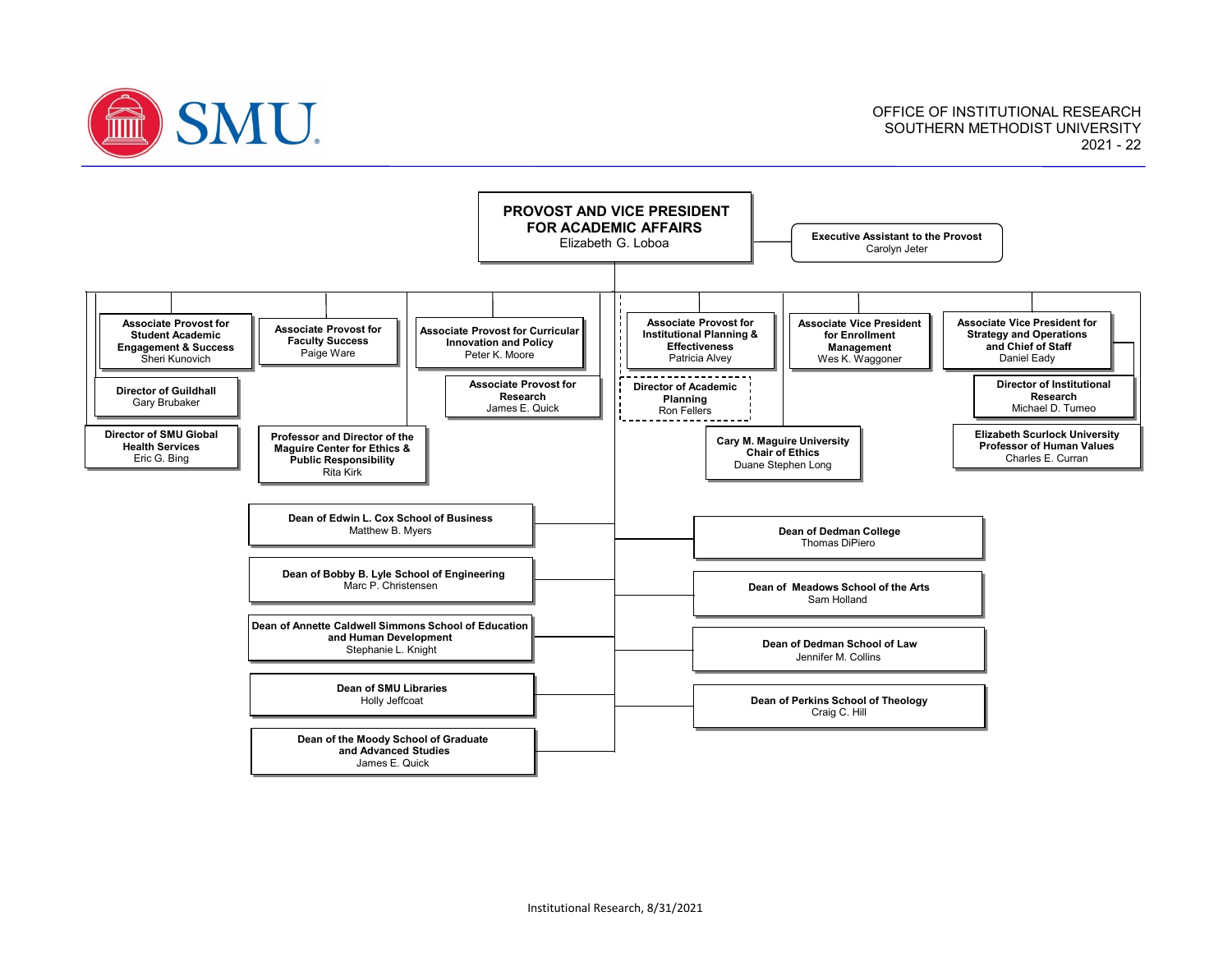OFFICE OF INSTITUTIONAL RESEARCH
SOUTHERN METHODIST UNIVERSITY
2021 - 22

# PROVOST AND VICE PRESIDENT FOR ACADEMIC AFFAIRS
Elizabeth G. Loboa

**Executive Assistant to the Provost**
Carolyn Jeter

**Associate Provost for Student Academic Engagement & Success**
Sheri Kunovich

**Director of Guildhall**
Gary Brubaker

**Director of SMU Global Health Services**
Eric G. Bing

**Associate Provost for Faculty Success**
Paige Ware

**Professor and Director of the Maguire Center for Ethics & Public Responsibility**
Rita Kirk

**Associate Provost for Curricular Innovation and Policy**
Peter K. Moore

**Associate Provost for Research**
James E. Quick

**Associate Provost for Institutional Planning & Effectiveness**
Patricia Alvey

**Director of Academic Planning**
Ron Fellers

**Associate Vice President for Enrollment Management**
Wes K. Waggoner

**Cary M. Maguire University Chair of Ethics**
Duane Stephen Long

**Associate Vice President for Strategy and Operations and Chief of Staff**
Daniel Eady

**Director of Institutional Research**
Michael D. Tumeo

**Elizabeth Scurlock University Professor of Human Values**
Charles E. Curran

**Dean of Edwin L. Cox School of Business**
Matthew B. Myers

**Dean of Bobby B. Lyle School of Engineering**
Marc P. Christensen

**Dean of Annette Caldwell Simmons School of Education and Human Development**
Stephanie L. Knight

**Dean of SMU Libraries**
Holly Jeffcoat

**Dean of the Moody School of Graduate and Advanced Studies**
James E. Quick

**Dean of Dedman College**
Thomas DiPiero

**Dean of Meadows School of the Arts**
Sam Holland

**Dean of Dedman School of Law**
Jennifer M. Collins

**Dean of Perkins School of Theology**
Craig C. Hill

Institutional Research, 8/31/2021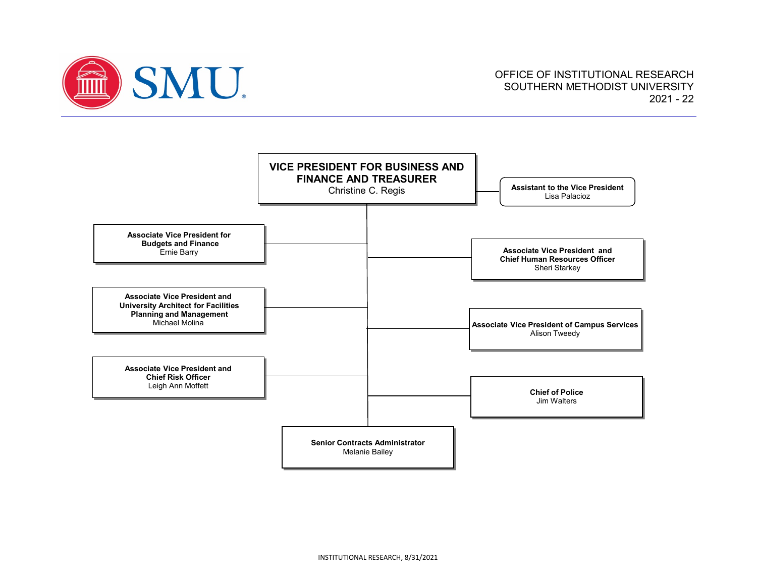OFFICE OF INSTITUTIONAL RESEARCH
SOUTHERN METHODIST UNIVERSITY
2021 - 22

# VICE PRESIDENT FOR BUSINESS AND FINANCE AND TREASURER
Christine C. Regis

**Assistant to the Vice President**
Lisa Palacioz

**Associate Vice President for Budgets and Finance**
Ernie Barry

**Associate Vice President and Chief Human Resources Officer**
Sheri Starkey

**Associate Vice President and University Architect for Facilities Planning and Management**
Michael Molina

**Associate Vice President of Campus Services**
Alison Tweedy

**Associate Vice President and Chief Risk Officer**
Leigh Ann Moffett

**Chief of Police**
Jim Walters

**Senior Contracts Administrator**
Melanie Bailey

INSTITUTIONAL RESEARCH, 8/31/2021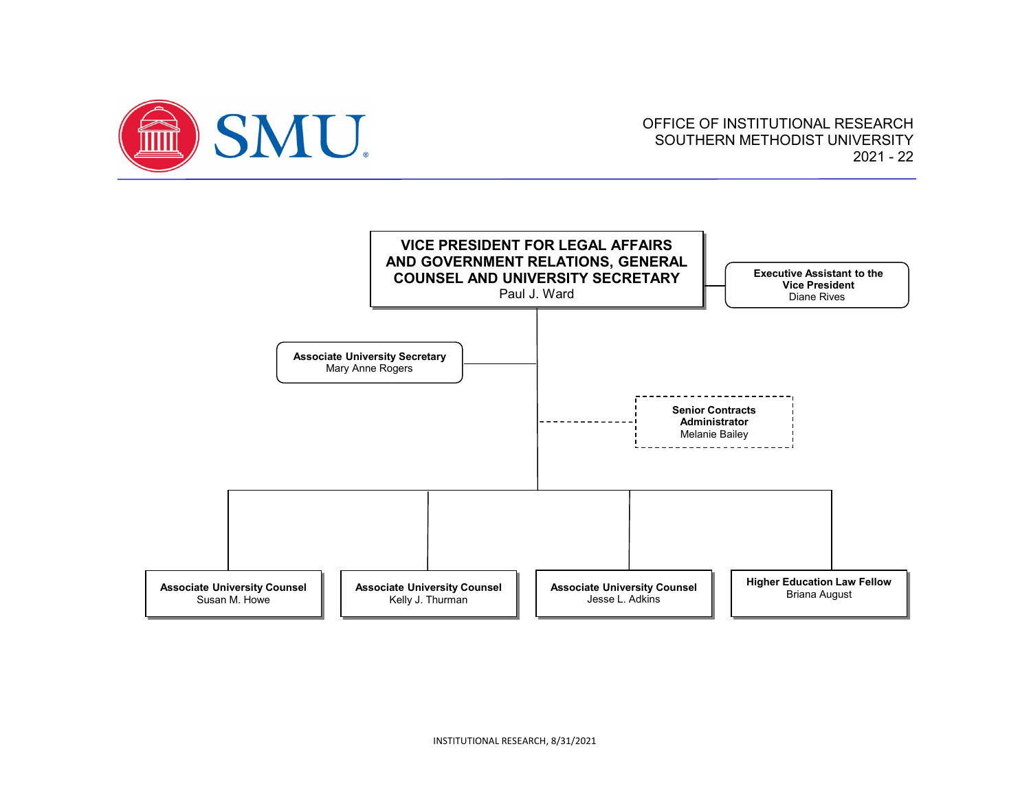OFFICE OF INSTITUTIONAL RESEARCH
SOUTHERN METHODIST UNIVERSITY
2021 - 22

**VICE PRESIDENT FOR LEGAL AFFAIRS AND GOVERNMENT RELATIONS, GENERAL COUNSEL AND UNIVERSITY SECRETARY**
Paul J. Ward

- **Executive Assistant to the Vice President**
  Diane Rives
- **Associate University Secretary**
  Mary Anne Rogers
- **Senior Contracts Administrator**
  Melanie Bailey
- **Associate University Counsel**
  Susan M. Howe
- **Associate University Counsel**
  Kelly J. Thurman
- **Associate University Counsel**
  Jesse L. Adkins
- **Higher Education Law Fellow**
  Briana August

INSTITUTIONAL RESEARCH, 8/31/2021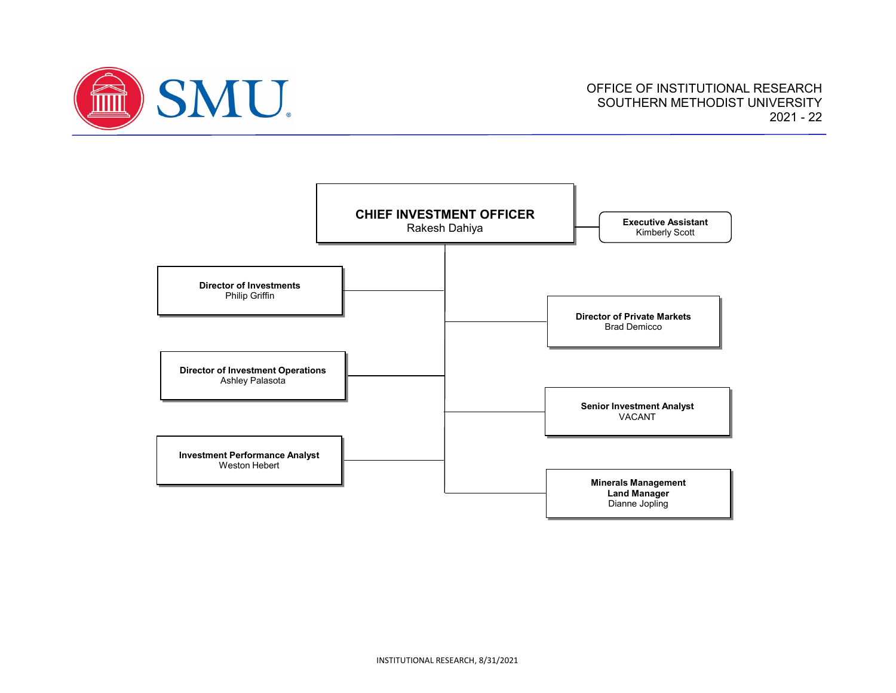OFFICE OF INSTITUTIONAL RESEARCH
SOUTHERN METHODIST UNIVERSITY
2021 - 22

**CHIEF INVESTMENT OFFICER**
Rakesh Dahiya

- **Executive Assistant**
  Kimberly Scott
- **Director of Investments**
  Philip Griffin
- **Director of Private Markets**
  Brad Demicco
- **Director of Investment Operations**
  Ashley Palasota
- **Senior Investment Analyst**
  VACANT
- **Investment Performance Analyst**
  Weston Hebert
- **Minerals Management Land Manager**
  Dianne Jopling

INSTITUTIONAL RESEARCH, 8/31/2021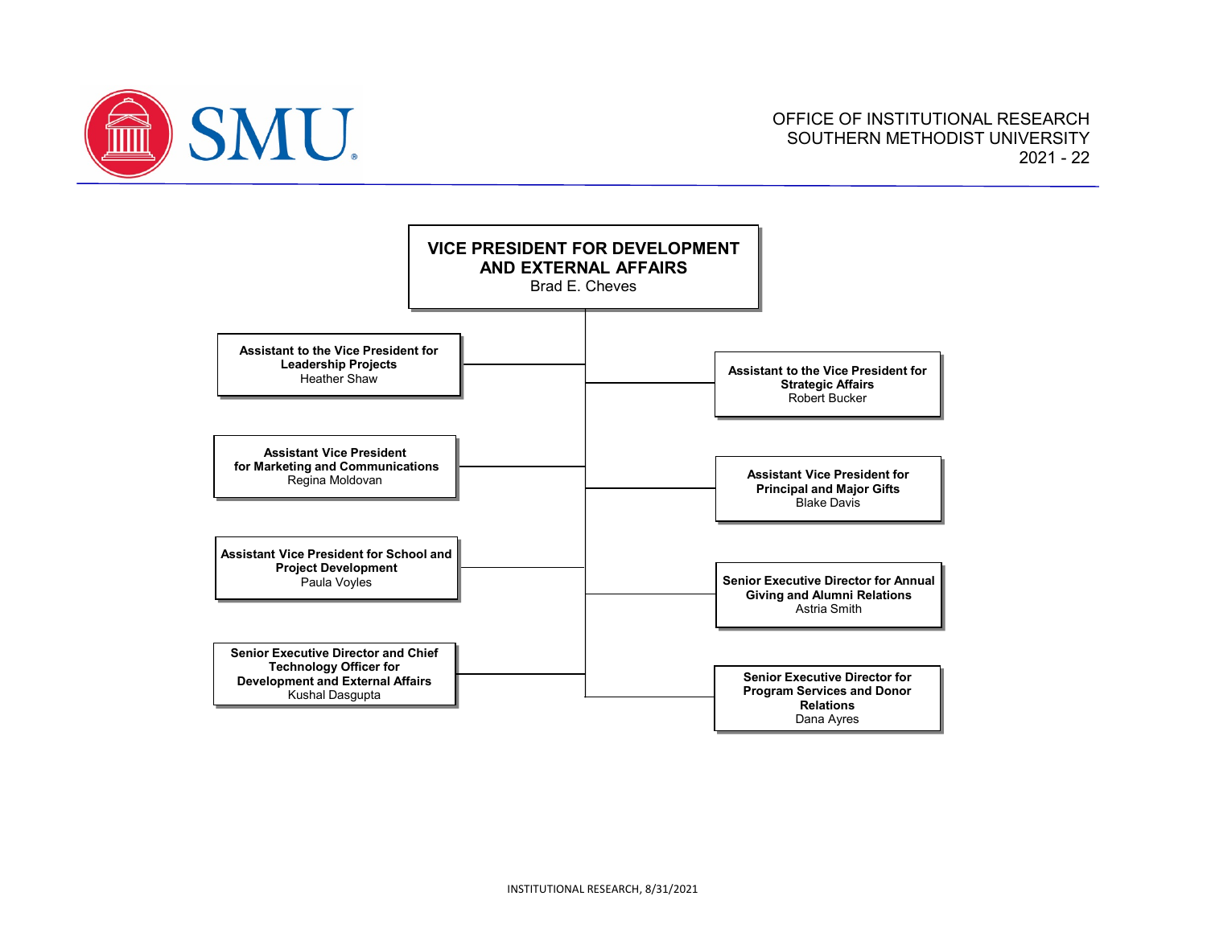OFFICE OF INSTITUTIONAL RESEARCH
SOUTHERN METHODIST UNIVERSITY
2021 - 22

# VICE PRESIDENT FOR DEVELOPMENT AND EXTERNAL AFFAIRS

Brad E. Cheves

- **Assistant to the Vice President for Leadership Projects**
  Heather Shaw
- **Assistant to the Vice President for Strategic Affairs**
  Robert Bucker
- **Assistant Vice President for Marketing and Communications**
  Regina Moldovan
- **Assistant Vice President for Principal and Major Gifts**
  Blake Davis
- **Assistant Vice President for School and Project Development**
  Paula Voyles
- **Senior Executive Director for Annual Giving and Alumni Relations**
  Astria Smith
- **Senior Executive Director and Chief Technology Officer for Development and External Affairs**
  Kushal Dasgupta
- **Senior Executive Director for Program Services and Donor Relations**
  Dana Ayres

INSTITUTIONAL RESEARCH, 8/31/2021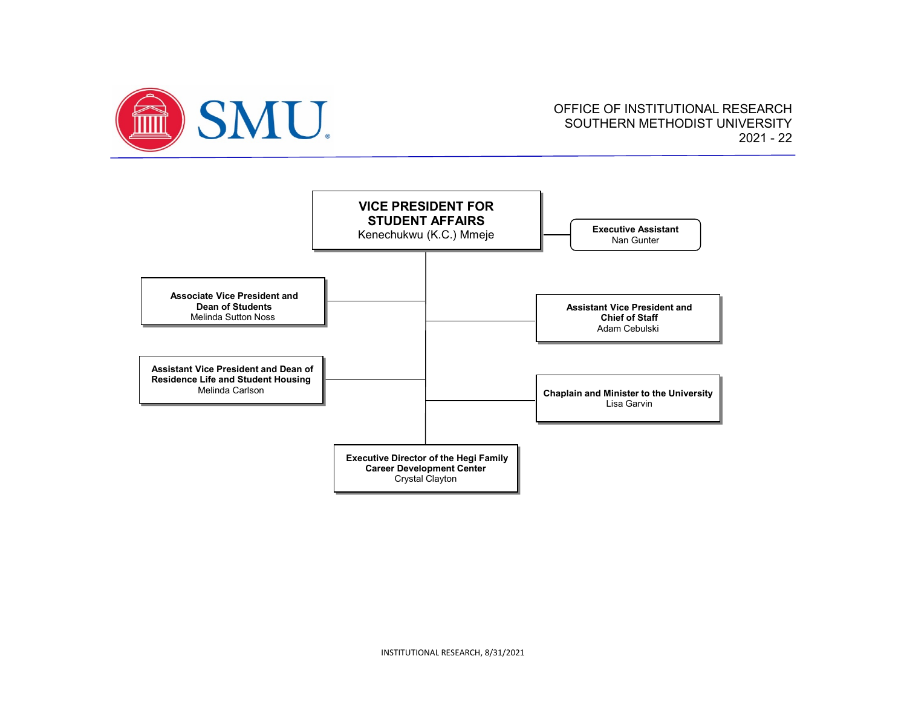OFFICE OF INSTITUTIONAL RESEARCH
SOUTHERN METHODIST UNIVERSITY
2021 - 22

# VICE PRESIDENT FOR STUDENT AFFAIRS
Kenechukwu (K.C.) Mmeje

- **Executive Assistant**
  Nan Gunter
- **Associate Vice President and Dean of Students**
  Melinda Sutton Noss
- **Assistant Vice President and Chief of Staff**
  Adam Cebulski
- **Assistant Vice President and Dean of Residence Life and Student Housing**
  Melinda Carlson
- **Chaplain and Minister to the University**
  Lisa Garvin
- **Executive Director of the Hegi Family Career Development Center**
  Crystal Clayton

INSTITUTIONAL RESEARCH, 8/31/2021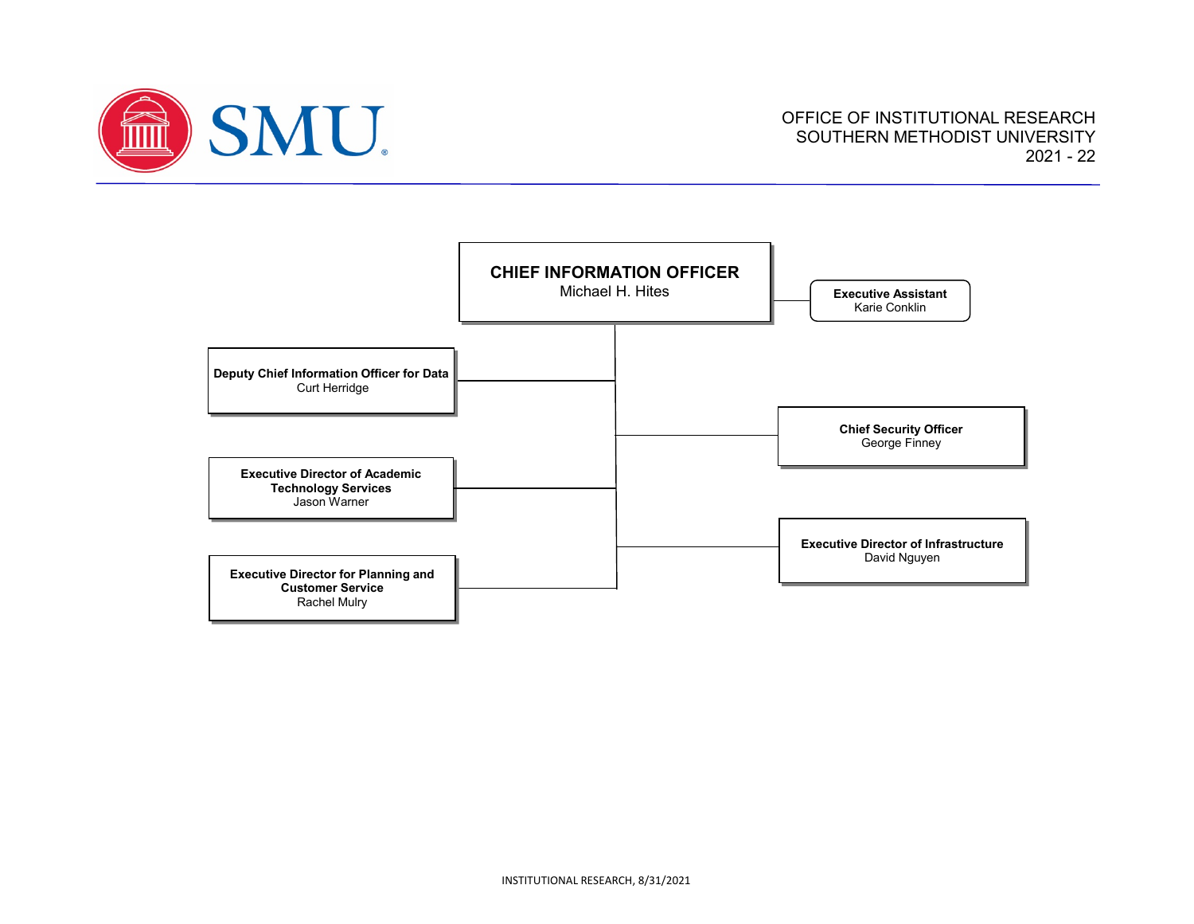OFFICE OF INSTITUTIONAL RESEARCH
SOUTHERN METHODIST UNIVERSITY
2021 - 22

**CHIEF INFORMATION OFFICER**
Michael H. Hites

**Executive Assistant**
Karie Conklin

**Deputy Chief Information Officer for Data**
Curt Herridge

**Chief Security Officer**
George Finney

**Executive Director of Academic Technology Services**
Jason Warner

**Executive Director of Infrastructure**
David Nguyen

**Executive Director for Planning and Customer Service**
Rachel Mulry

INSTITUTIONAL RESEARCH, 8/31/2021